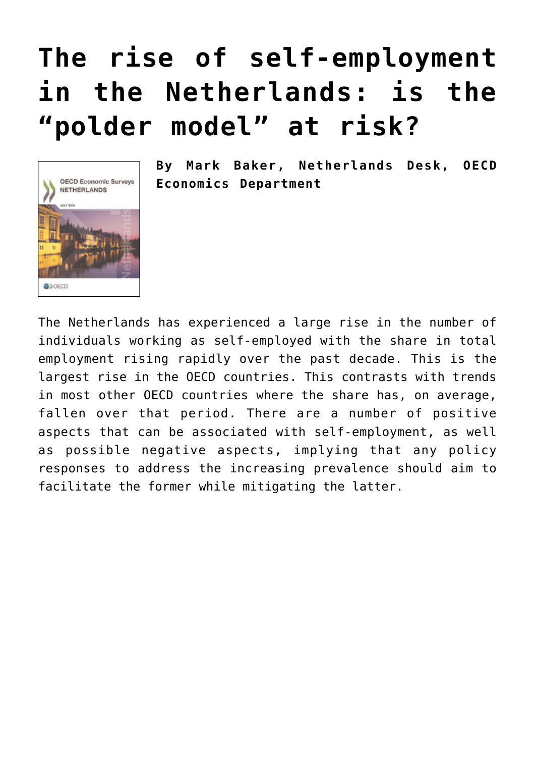# The rise of self-employment in the Netherlands: is the "polder model" at risk?

**By Mark Baker, Netherlands Desk, OECD Economics Department**

The Netherlands has experienced a large rise in the number of individuals working as self-employed with the share in total employment rising rapidly over the past decade. This is the largest rise in the OECD countries. This contrasts with trends in most other OECD countries where the share has, on average, fallen over that period. There are a number of positive aspects that can be associated with self-employment, as well as possible negative aspects, implying that any policy responses to address the increasing prevalence should aim to facilitate the former while mitigating the latter.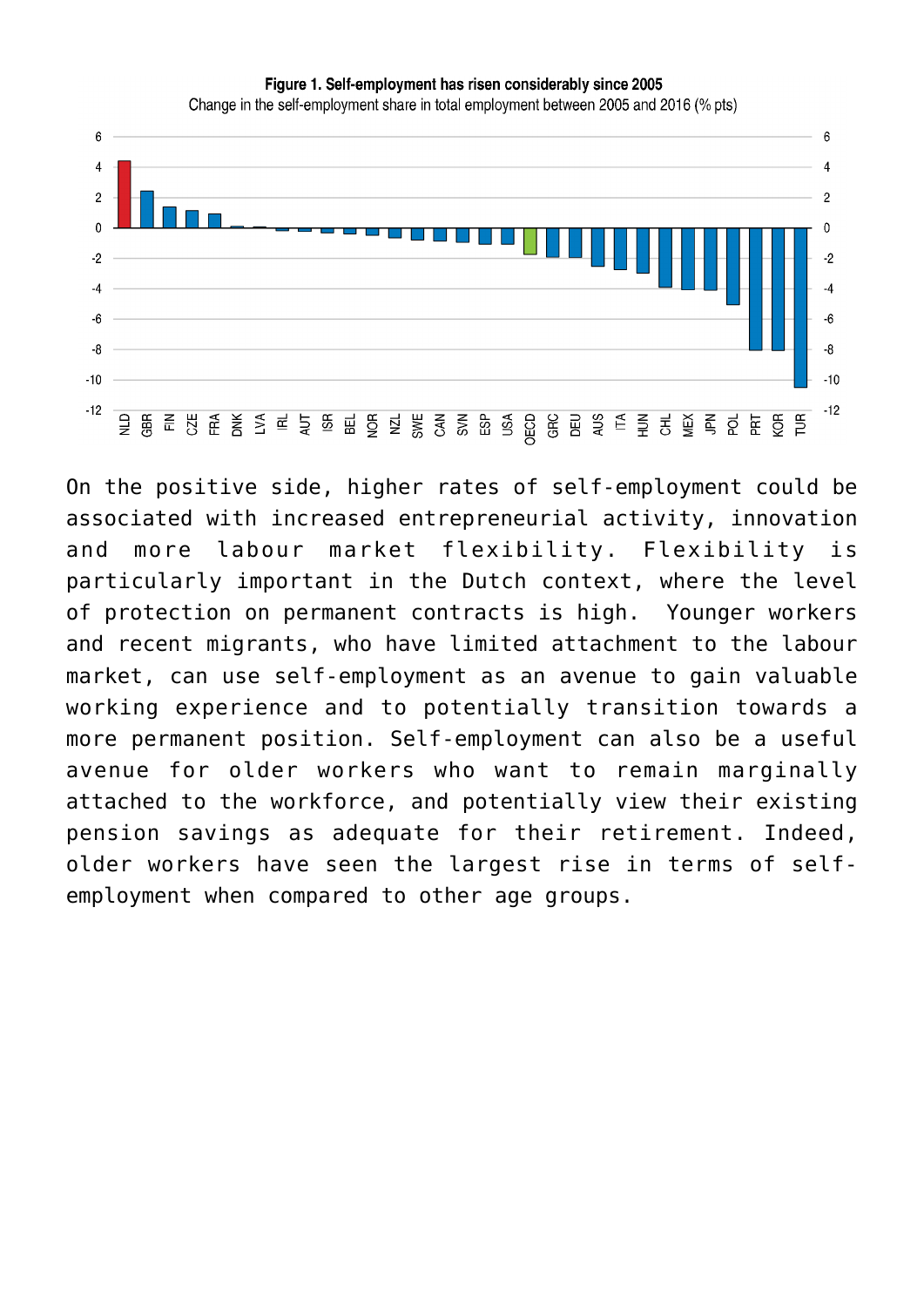**Figure 1. Self-employment has risen considerably since 2005**

Change in the self-employment share in total employment between 2005 and 2016 (% pts)

On the positive side, higher rates of self-employment could be associated with increased entrepreneurial activity, innovation and more labour market flexibility. Flexibility is particularly important in the Dutch context, where the level of protection on permanent contracts is high. Younger workers and recent migrants, who have limited attachment to the labour market, can use self-employment as an avenue to gain valuable working experience and to potentially transition towards a more permanent position. Self-employment can also be a useful avenue for older workers who want to remain marginally attached to the workforce, and potentially view their existing pension savings as adequate for their retirement. Indeed, older workers have seen the largest rise in terms of self-employment when compared to other age groups.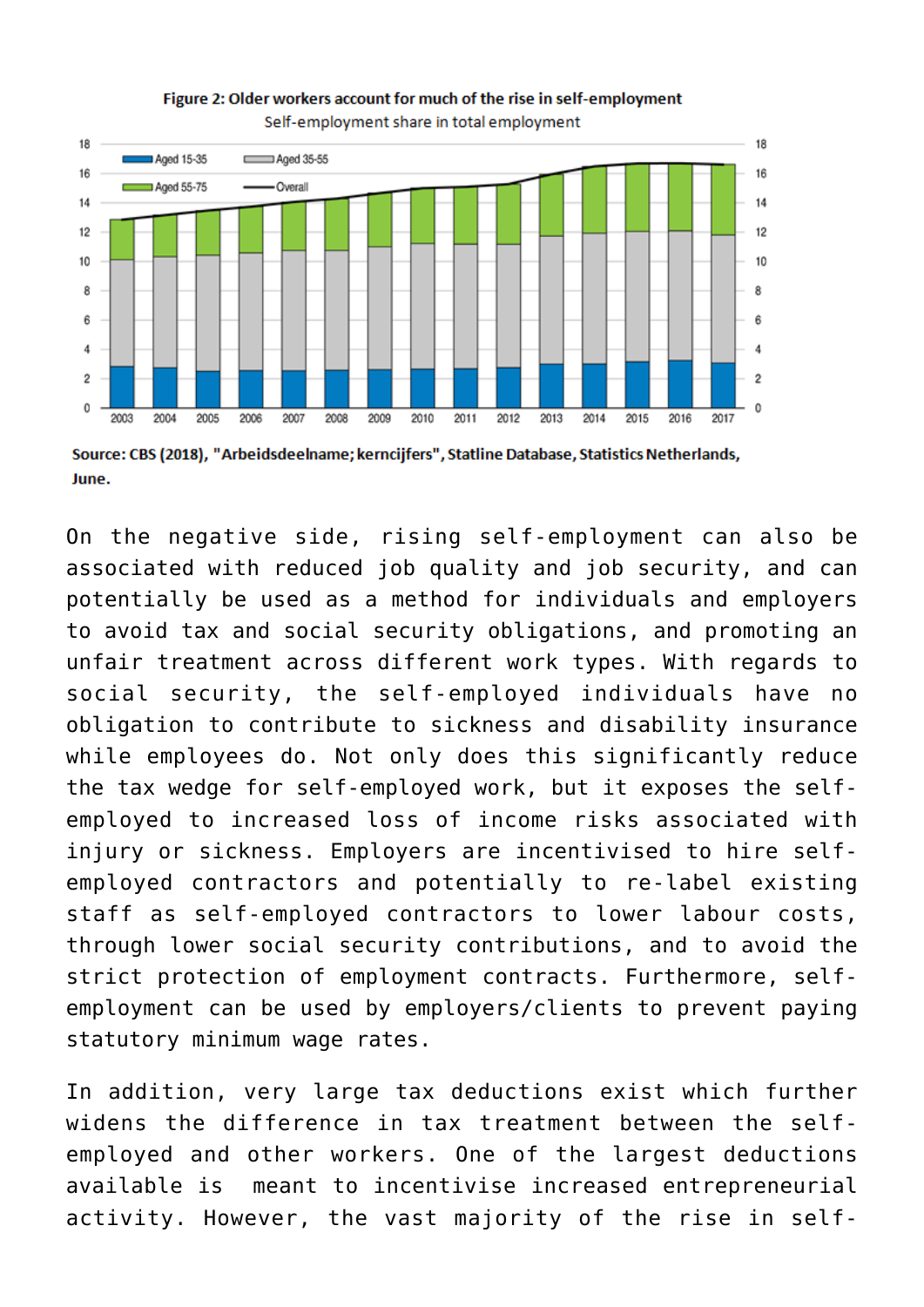**Figure 2: Older workers account for much of the rise in self-employment**

Self-employment share in total employment

**Source: CBS (2018), "Arbeidsdeelname; kerncijfers", Statline Database, Statistics Netherlands, June.**

On the negative side, rising self-employment can also be associated with reduced job quality and job security, and can potentially be used as a method for individuals and employers to avoid tax and social security obligations, and promoting an unfair treatment across different work types. With regards to social security, the self-employed individuals have no obligation to contribute to sickness and disability insurance while employees do. Not only does this significantly reduce the tax wedge for self-employed work, but it exposes the self-employed to increased loss of income risks associated with injury or sickness. Employers are incentivised to hire self-employed contractors and potentially to re-label existing staff as self-employed contractors to lower labour costs, through lower social security contributions, and to avoid the strict protection of employment contracts. Furthermore, self-employment can be used by employers/clients to prevent paying statutory minimum wage rates.

In addition, very large tax deductions exist which further widens the difference in tax treatment between the self-employed and other workers. One of the largest deductions available is meant to incentivise increased entrepreneurial activity. However, the vast majority of the rise in self-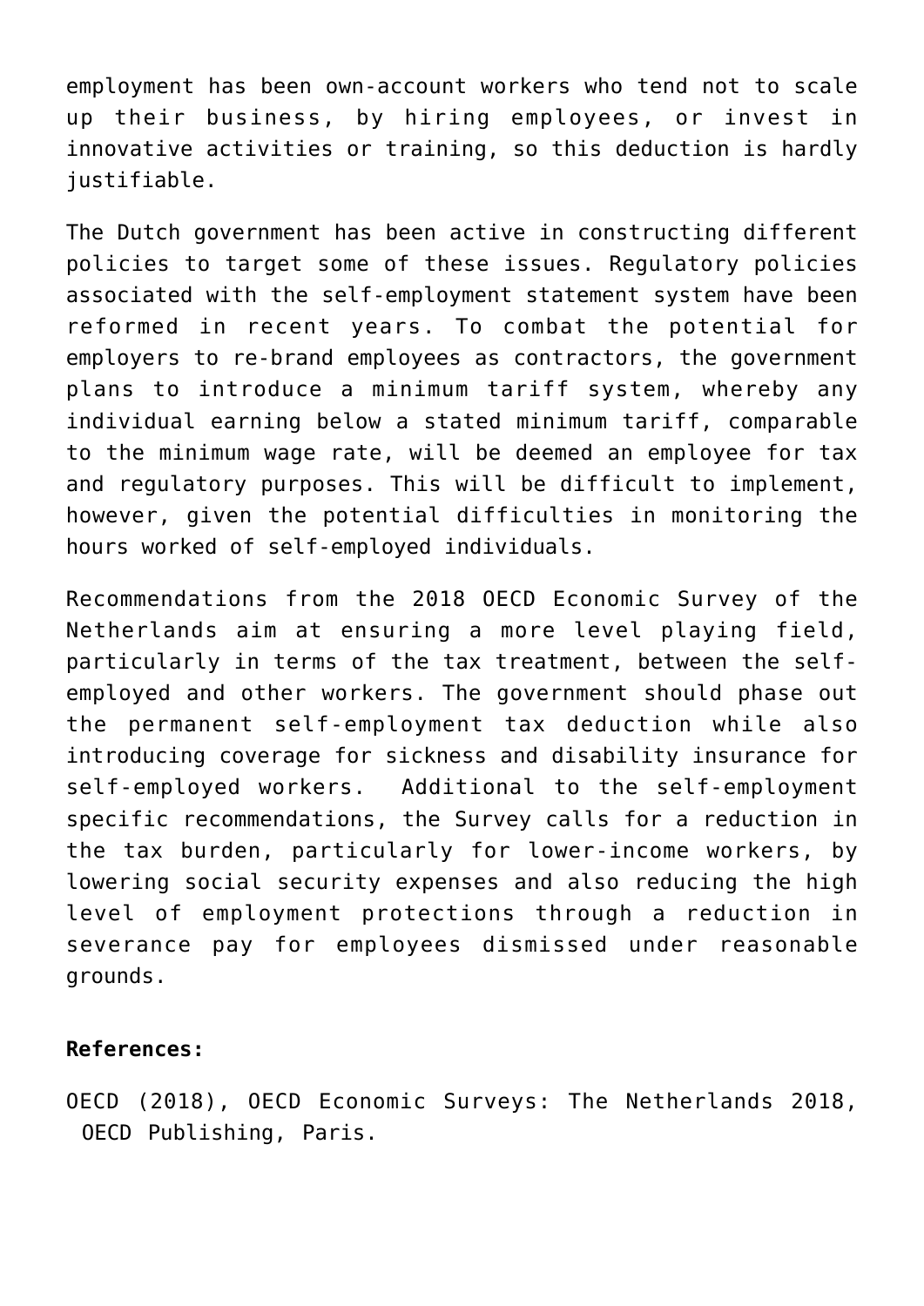employment has been own-account workers who tend not to scale up their business, by hiring employees, or invest in innovative activities or training, so this deduction is hardly justifiable.

The Dutch government has been active in constructing different policies to target some of these issues. Regulatory policies associated with the self-employment statement system have been reformed in recent years. To combat the potential for employers to re-brand employees as contractors, the government plans to introduce a minimum tariff system, whereby any individual earning below a stated minimum tariff, comparable to the minimum wage rate, will be deemed an employee for tax and regulatory purposes. This will be difficult to implement, however, given the potential difficulties in monitoring the hours worked of self-employed individuals.

Recommendations from the 2018 OECD Economic Survey of the Netherlands aim at ensuring a more level playing field, particularly in terms of the tax treatment, between the self-employed and other workers. The government should phase out the permanent self-employment tax deduction while also introducing coverage for sickness and disability insurance for self-employed workers. Additional to the self-employment specific recommendations, the Survey calls for a reduction in the tax burden, particularly for lower-income workers, by lowering social security expenses and also reducing the high level of employment protections through a reduction in severance pay for employees dismissed under reasonable grounds.

**References:**

OECD (2018), OECD Economic Surveys: The Netherlands 2018, OECD Publishing, Paris.